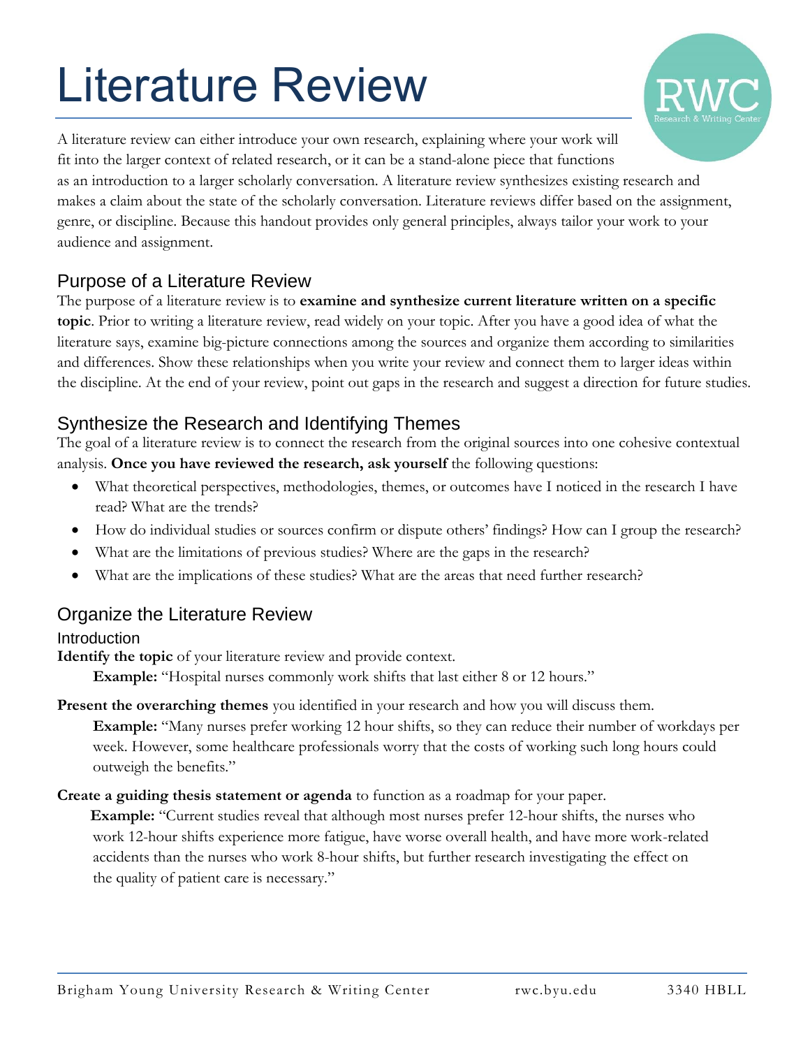# Literature Review

A literature review can either introduce your own research, explaining where your work will fit into the larger context of related research, or it can be a stand-alone piece that functions as an introduction to a larger scholarly conversation. A literature review synthesizes existing research and makes a claim about the state of the scholarly conversation. Literature reviews differ based on the assignment, genre, or discipline. Because this handout provides only general principles, always tailor your work to your audience and assignment.

## Purpose of a Literature Review

The purpose of a literature review is to **examine and synthesize current literature written on a specific topic**. Prior to writing a literature review, read widely on your topic. After you have a good idea of what the literature says, examine big-picture connections among the sources and organize them according to similarities and differences. Show these relationships when you write your review and connect them to larger ideas within the discipline. At the end of your review, point out gaps in the research and suggest a direction for future studies.

## Synthesize the Research and Identifying Themes

The goal of a literature review is to connect the research from the original sources into one cohesive contextual analysis. **Once you have reviewed the research, ask yourself** the following questions:

- What theoretical perspectives, methodologies, themes, or outcomes have I noticed in the research I have read? What are the trends?
- How do individual studies or sources confirm or dispute others' findings? How can I group the research?
- What are the limitations of previous studies? Where are the gaps in the research?
- What are the implications of these studies? What are the areas that need further research?

## Organize the Literature Review

### Introduction

**Identify the topic** of your literature review and provide context.

> **Example:** "Hospital nurses commonly work shifts that last either 8 or 12 hours."

**Present the overarching themes** you identified in your research and how you will discuss them.

> **Example:** "Many nurses prefer working 12 hour shifts, so they can reduce their number of workdays per week. However, some healthcare professionals worry that the costs of working such long hours could outweigh the benefits."

**Create a guiding thesis statement or agenda** to function as a roadmap for your paper.

> **Example:** "Current studies reveal that although most nurses prefer 12-hour shifts, the nurses who work 12-hour shifts experience more fatigue, have worse overall health, and have more work-related accidents than the nurses who work 8-hour shifts, but further research investigating the effect on the quality of patient care is necessary."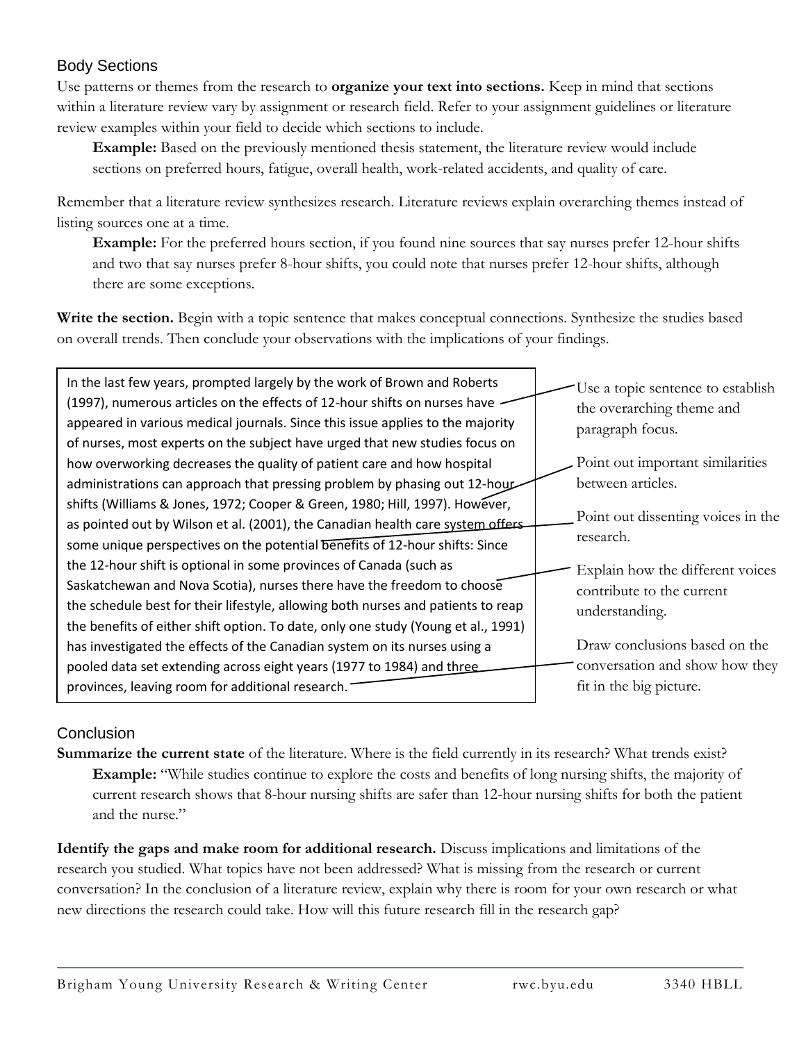## Body Sections

Use patterns or themes from the research to **organize your text into sections.** Keep in mind that sections within a literature review vary by assignment or research field. Refer to your assignment guidelines or literature review examples within your field to decide which sections to include.

> **Example:** Based on the previously mentioned thesis statement, the literature review would include sections on preferred hours, fatigue, overall health, work-related accidents, and quality of care.

Remember that a literature review synthesizes research. Literature reviews explain overarching themes instead of listing sources one at a time.

> **Example:** For the preferred hours section, if you found nine sources that say nurses prefer 12-hour shifts and two that say nurses prefer 8-hour shifts, you could note that nurses prefer 12-hour shifts, although there are some exceptions.

**Write the section.** Begin with a topic sentence that makes conceptual connections. Synthesize the studies based on overall trends. Then conclude your observations with the implications of your findings.

> In the last few years, prompted largely by the work of Brown and Roberts (1997), numerous articles on the effects of 12-hour shifts on nurses have appeared in various medical journals. Since this issue applies to the majority of nurses, most experts on the subject have urged that new studies focus on how overworking decreases the quality of patient care and how hospital administrations can approach that pressing problem by phasing out 12-hour shifts (Williams & Jones, 1972; Cooper & Green, 1980; Hill, 1997). However, as pointed out by Wilson et al. (2001), the Canadian health care system offers some unique perspectives on the potential benefits of 12-hour shifts: Since the 12-hour shift is optional in some provinces of Canada (such as Saskatchewan and Nova Scotia), nurses there have the freedom to choose the schedule best for their lifestyle, allowing both nurses and patients to reap the benefits of either shift option. To date, only one study (Young et al., 1991) has investigated the effects of the Canadian system on its nurses using a pooled data set extending across eight years (1977 to 1984) and three provinces, leaving room for additional research.

- Use a topic sentence to establish the overarching theme and paragraph focus.
- Point out important similarities between articles.
- Point out dissenting voices in the research.
- Explain how the different voices contribute to the current understanding.
- Draw conclusions based on the conversation and show how they fit in the big picture.

## Conclusion

**Summarize the current state** of the literature. Where is the field currently in its research? What trends exist?

> **Example:** "While studies continue to explore the costs and benefits of long nursing shifts, the majority of current research shows that 8-hour nursing shifts are safer than 12-hour nursing shifts for both the patient and the nurse."

**Identify the gaps and make room for additional research.** Discuss implications and limitations of the research you studied. What topics have not been addressed? What is missing from the research or current conversation? In the conclusion of a literature review, explain why there is room for your own research or what new directions the research could take. How will this future research fill in the research gap?